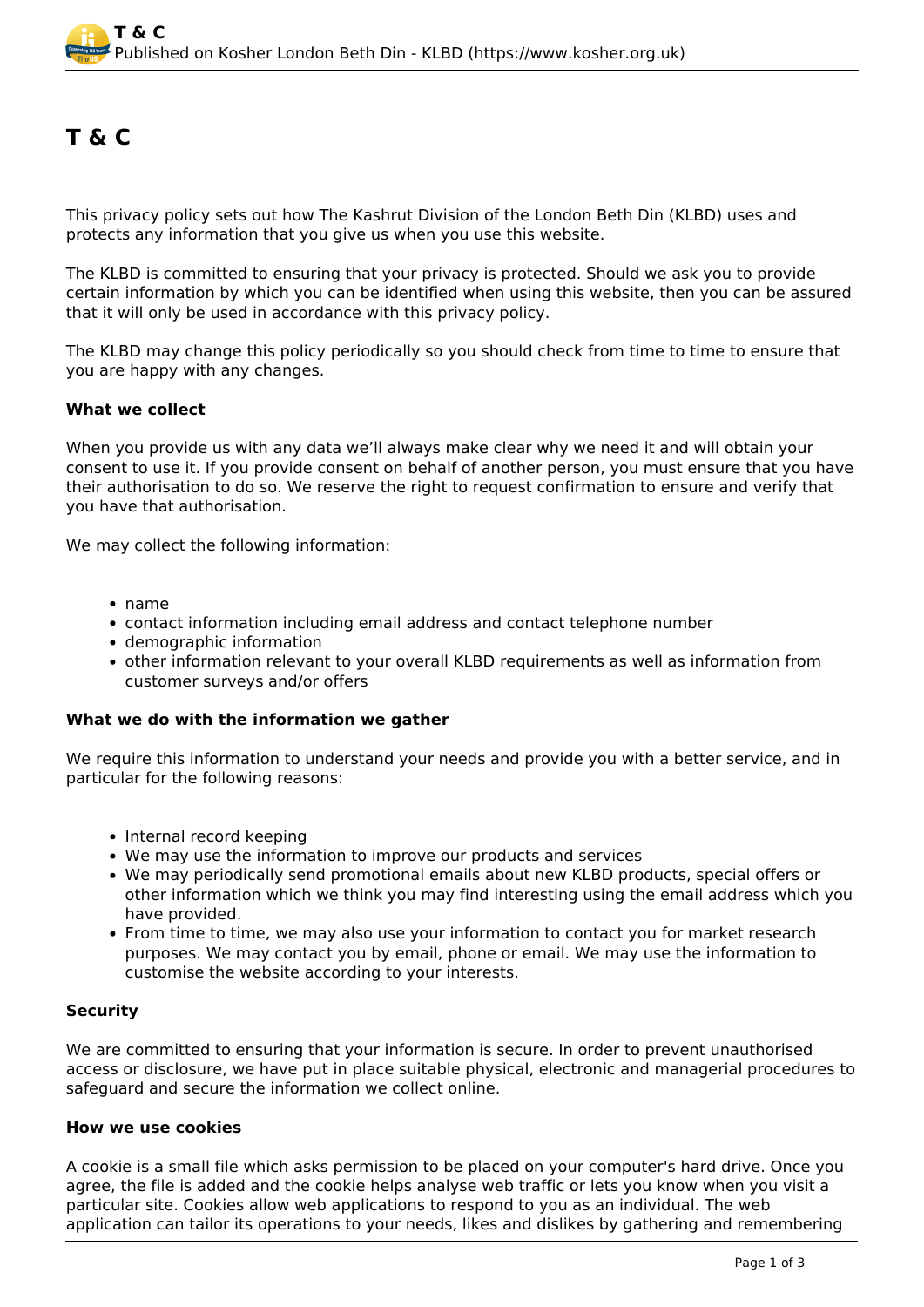# T & C

This privacy policy sets out how The Kashrut Division of the London Beth Din (KLBD) uses and protects any information that you give us when you use this website.

The KLBD is committed to ensuring that your privacy is protected. Should we ask you to provide certain information by which you can be identified when using this website, then you can be assured that it will only be used in accordance with this privacy policy.

The KLBD may change this policy periodically so you should check from time to time to ensure that you are happy with any changes.

**What we collect**

When you provide us with any data we'll always make clear why we need it and will obtain your consent to use it. If you provide consent on behalf of another person, you must ensure that you have their authorisation to do so. We reserve the right to request confirmation to ensure and verify that you have that authorisation.

We may collect the following information:

- name
- contact information including email address and contact telephone number
- demographic information
- other information relevant to your overall KLBD requirements as well as information from customer surveys and/or offers

**What we do with the information we gather**

We require this information to understand your needs and provide you with a better service, and in particular for the following reasons:

- Internal record keeping
- We may use the information to improve our products and services
- We may periodically send promotional emails about new KLBD products, special offers or other information which we think you may find interesting using the email address which you have provided.
- From time to time, we may also use your information to contact you for market research purposes. We may contact you by email, phone or email. We may use the information to customise the website according to your interests.

**Security**

We are committed to ensuring that your information is secure. In order to prevent unauthorised access or disclosure, we have put in place suitable physical, electronic and managerial procedures to safeguard and secure the information we collect online.

**How we use cookies**

A cookie is a small file which asks permission to be placed on your computer's hard drive. Once you agree, the file is added and the cookie helps analyse web traffic or lets you know when you visit a particular site. Cookies allow web applications to respond to you as an individual. The web application can tailor its operations to your needs, likes and dislikes by gathering and remembering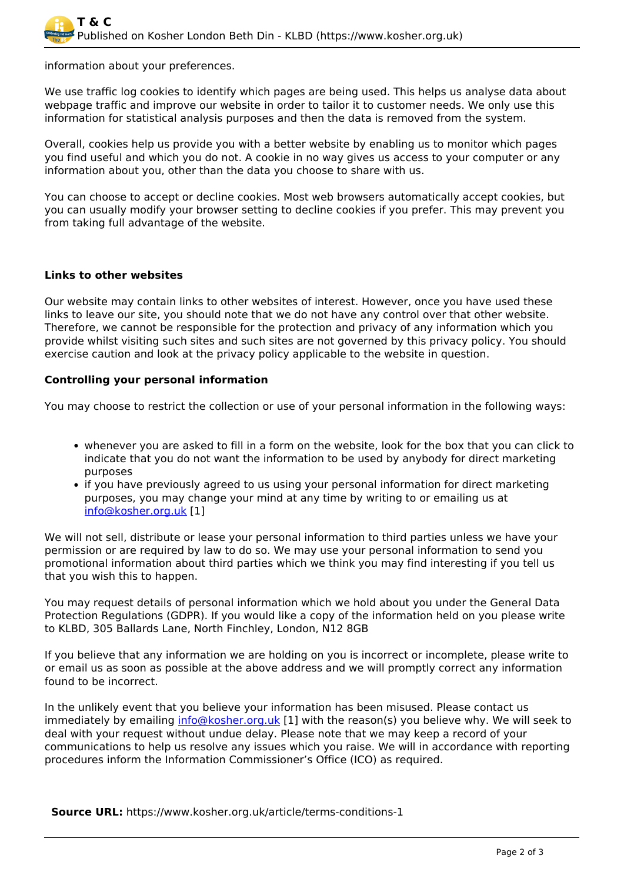information about your preferences.

We use traffic log cookies to identify which pages are being used. This helps us analyse data about webpage traffic and improve our website in order to tailor it to customer needs. We only use this information for statistical analysis purposes and then the data is removed from the system.

Overall, cookies help us provide you with a better website by enabling us to monitor which pages you find useful and which you do not. A cookie in no way gives us access to your computer or any information about you, other than the data you choose to share with us.

You can choose to accept or decline cookies. Most web browsers automatically accept cookies, but you can usually modify your browser setting to decline cookies if you prefer. This may prevent you from taking full advantage of the website.

**Links to other websites**

Our website may contain links to other websites of interest. However, once you have used these links to leave our site, you should note that we do not have any control over that other website. Therefore, we cannot be responsible for the protection and privacy of any information which you provide whilst visiting such sites and such sites are not governed by this privacy policy. You should exercise caution and look at the privacy policy applicable to the website in question.

**Controlling your personal information**

You may choose to restrict the collection or use of your personal information in the following ways:

- whenever you are asked to fill in a form on the website, look for the box that you can click to indicate that you do not want the information to be used by anybody for direct marketing purposes
- if you have previously agreed to us using your personal information for direct marketing purposes, you may change your mind at any time by writing to or emailing us at info@kosher.org.uk [1]

We will not sell, distribute or lease your personal information to third parties unless we have your permission or are required by law to do so. We may use your personal information to send you promotional information about third parties which we think you may find interesting if you tell us that you wish this to happen.

You may request details of personal information which we hold about you under the General Data Protection Regulations (GDPR). If you would like a copy of the information held on you please write to KLBD, 305 Ballards Lane, North Finchley, London, N12 8GB

If you believe that any information we are holding on you is incorrect or incomplete, please write to or email us as soon as possible at the above address and we will promptly correct any information found to be incorrect.

In the unlikely event that you believe your information has been misused. Please contact us immediately by emailing info@kosher.org.uk [1] with the reason(s) you believe why. We will seek to deal with your request without undue delay. Please note that we may keep a record of your communications to help us resolve any issues which you raise. We will in accordance with reporting procedures inform the Information Commissioner's Office (ICO) as required.

**Source URL:** https://www.kosher.org.uk/article/terms-conditions-1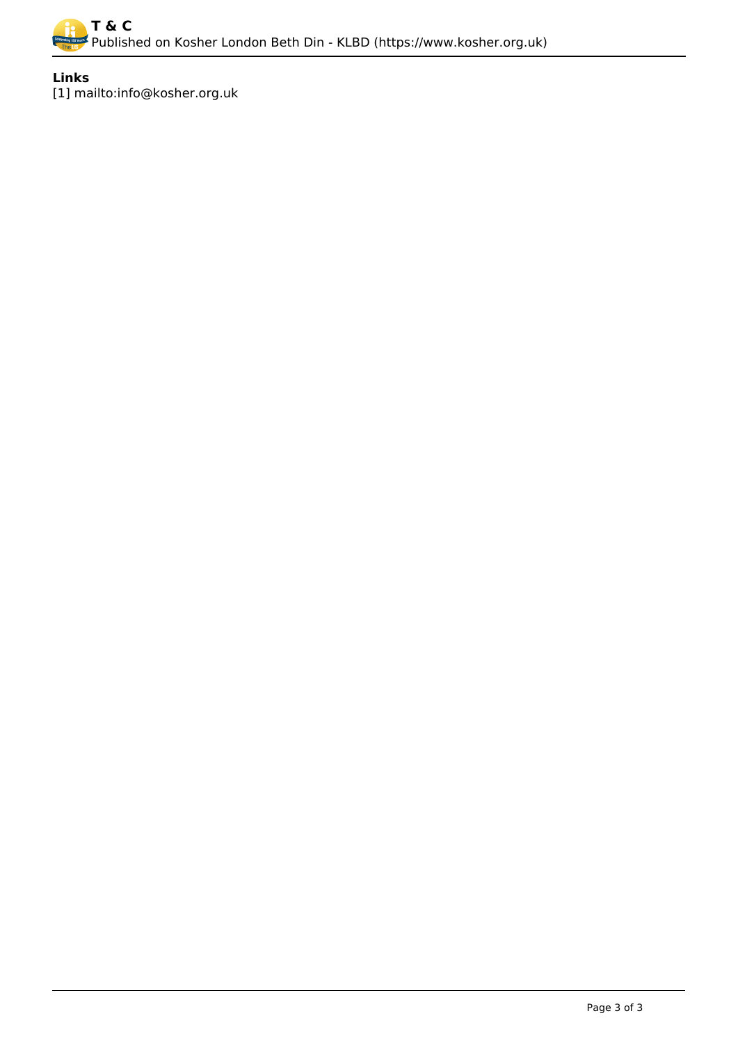**Links**
[1] mailto:info@kosher.org.uk